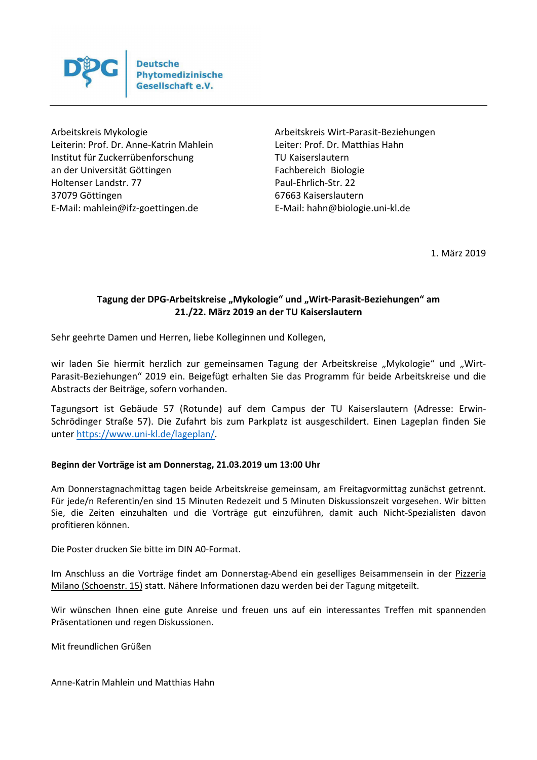Deutsche Phytomedizinische Gesellschaft e.V.

Arbeitskreis Mykologie
Leiterin: Prof. Dr. Anne-Katrin Mahlein
Institut für Zuckerrübenforschung
an der Universität Göttingen
Holtenser Landstr. 77
37079 Göttingen
E-Mail: mahlein@ifz-goettingen.de

Arbeitskreis Wirt-Parasit-Beziehungen
Leiter: Prof. Dr. Matthias Hahn
TU Kaiserslautern
Fachbereich Biologie
Paul-Ehrlich-Str. 22
67663 Kaiserslautern
E-Mail: hahn@biologie.uni-kl.de

1. März 2019

**Tagung der DPG-Arbeitskreise „Mykologie" und „Wirt-Parasit-Beziehungen" am 21./22. März 2019 an der TU Kaiserslautern**

Sehr geehrte Damen und Herren, liebe Kolleginnen und Kollegen,

wir laden Sie hiermit herzlich zur gemeinsamen Tagung der Arbeitskreise „Mykologie" und „Wirt-Parasit-Beziehungen" 2019 ein. Beigefügt erhalten Sie das Programm für beide Arbeitskreise und die Abstracts der Beiträge, sofern vorhanden.

Tagungsort ist Gebäude 57 (Rotunde) auf dem Campus der TU Kaiserslautern (Adresse: Erwin-Schrödinger Straße 57). Die Zufahrt bis zum Parkplatz ist ausgeschildert. Einen Lageplan finden Sie unter https://www.uni-kl.de/lageplan/.

**Beginn der Vorträge ist am Donnerstag, 21.03.2019 um 13:00 Uhr**

Am Donnerstagnachmittag tagen beide Arbeitskreise gemeinsam, am Freitagvormittag zunächst getrennt. Für jede/n Referentin/en sind 15 Minuten Redezeit und 5 Minuten Diskussionszeit vorgesehen. Wir bitten Sie, die Zeiten einzuhalten und die Vorträge gut einzuführen, damit auch Nicht-Spezialisten davon profitieren können.

Die Poster drucken Sie bitte im DIN A0-Format.

Im Anschluss an die Vorträge findet am Donnerstag-Abend ein geselliges Beisammensein in der Pizzeria Milano (Schoenstr. 15) statt. Nähere Informationen dazu werden bei der Tagung mitgeteilt.

Wir wünschen Ihnen eine gute Anreise und freuen uns auf ein interessantes Treffen mit spannenden Präsentationen und regen Diskussionen.

Mit freundlichen Grüßen

Anne-Katrin Mahlein und Matthias Hahn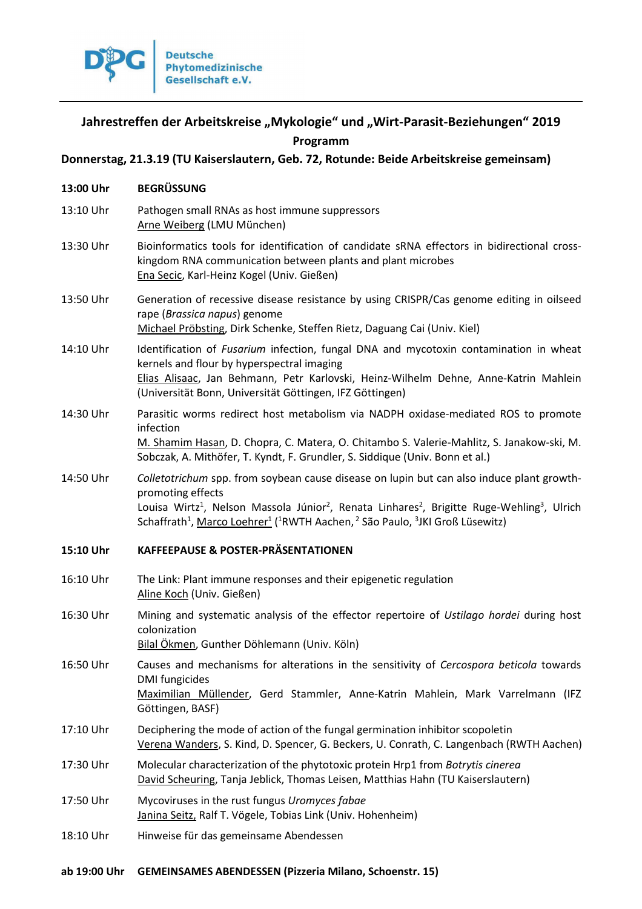Deutsche Phytomedizinische Gesellschaft e.V.

## Jahrestreffen der Arbeitskreise „Mykologie" und „Wirt-Parasit-Beziehungen" 2019

### Programm

### Donnerstag, 21.3.19 (TU Kaiserslautern, Geb. 72, Rotunde: Beide Arbeitskreise gemeinsam)

**13:00 Uhr** **BEGRÜSSUNG**

13:10 Uhr — Pathogen small RNAs as host immune suppressors
Arne Weiberg (LMU München)

13:30 Uhr — Bioinformatics tools for identification of candidate sRNA effectors in bidirectional cross-kingdom RNA communication between plants and plant microbes
Ena Secic, Karl-Heinz Kogel (Univ. Gießen)

13:50 Uhr — Generation of recessive disease resistance by using CRISPR/Cas genome editing in oilseed rape (*Brassica napus*) genome
Michael Pröbsting, Dirk Schenke, Steffen Rietz, Daguang Cai (Univ. Kiel)

14:10 Uhr — Identification of *Fusarium* infection, fungal DNA and mycotoxin contamination in wheat kernels and flour by hyperspectral imaging
Elias Alisaac, Jan Behmann, Petr Karlovski, Heinz-Wilhelm Dehne, Anne-Katrin Mahlein (Universität Bonn, Universität Göttingen, IFZ Göttingen)

14:30 Uhr — Parasitic worms redirect host metabolism via NADPH oxidase-mediated ROS to promote infection
M. Shamim Hasan, D. Chopra, C. Matera, O. Chitambo S. Valerie-Mahlitz, S. Janakow-ski, M. Sobczak, A. Mithöfer, T. Kyndt, F. Grundler, S. Siddique (Univ. Bonn et al.)

14:50 Uhr — *Colletotrichum* spp. from soybean cause disease on lupin but can also induce plant growth-promoting effects
Louisa Wirtz[1], Nelson Massola Júnior[2], Renata Linhares[2], Brigitte Ruge-Wehling[3], Ulrich Schaffrath[1], Marco Loehrer[1] ([1]RWTH Aachen, [2] São Paulo, [3]JKI Groß Lüsewitz)

**15:10 Uhr** **KAFFEEPAUSE & POSTER-PRÄSENTATIONEN**

16:10 Uhr — The Link: Plant immune responses and their epigenetic regulation
Aline Koch (Univ. Gießen)

16:30 Uhr — Mining and systematic analysis of the effector repertoire of *Ustilago hordei* during host colonization
Bilal Ökmen, Gunther Döhlemann (Univ. Köln)

16:50 Uhr — Causes and mechanisms for alterations in the sensitivity of *Cercospora beticola* towards DMI fungicides
Maximilian Müllender, Gerd Stammler, Anne-Katrin Mahlein, Mark Varrelmann (IFZ Göttingen, BASF)

17:10 Uhr — Deciphering the mode of action of the fungal germination inhibitor scopoletin
Verena Wanders, S. Kind, D. Spencer, G. Beckers, U. Conrath, C. Langenbach (RWTH Aachen)

17:30 Uhr — Molecular characterization of the phytotoxic protein Hrp1 from *Botrytis cinerea*
David Scheuring, Tanja Jeblick, Thomas Leisen, Matthias Hahn (TU Kaiserslautern)

17:50 Uhr — Mycoviruses in the rust fungus *Uromyces fabae*
Janina Seitz, Ralf T. Vögele, Tobias Link (Univ. Hohenheim)

18:10 Uhr — Hinweise für das gemeinsame Abendessen

**ab 19:00 Uhr** **GEMEINSAMES ABENDESSEN (Pizzeria Milano, Schoenstr. 15)**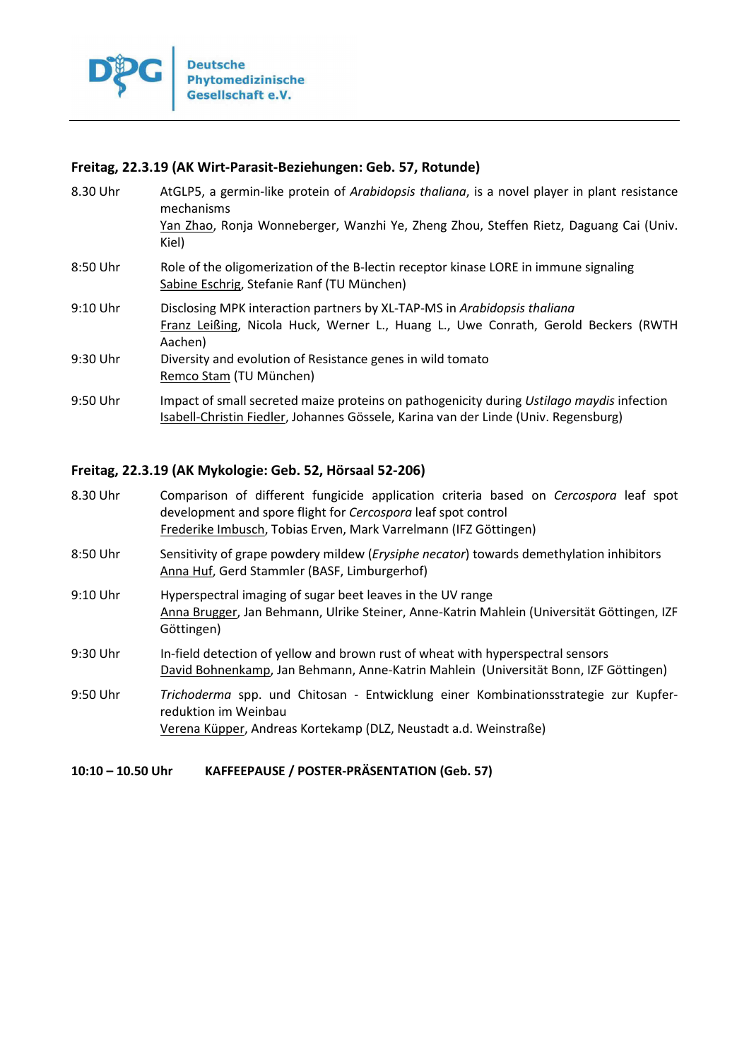**Freitag, 22.3.19 (AK Wirt-Parasit-Beziehungen: Geb. 57, Rotunde)**

8.30 Uhr
AtGLP5, a germin-like protein of *Arabidopsis thaliana*, is a novel player in plant resistance mechanisms
Yan Zhao, Ronja Wonneberger, Wanzhi Ye, Zheng Zhou, Steffen Rietz, Daguang Cai (Univ. Kiel)

8:50 Uhr
Role of the oligomerization of the B-lectin receptor kinase LORE in immune signaling
Sabine Eschrig, Stefanie Ranf (TU München)

9:10 Uhr
Disclosing MPK interaction partners by XL-TAP-MS in *Arabidopsis thaliana*
Franz Leißing, Nicola Huck, Werner L., Huang L., Uwe Conrath, Gerold Beckers (RWTH Aachen)

9:30 Uhr
Diversity and evolution of Resistance genes in wild tomato
Remco Stam (TU München)

9:50 Uhr
Impact of small secreted maize proteins on pathogenicity during *Ustilago maydis* infection
Isabell-Christin Fiedler, Johannes Gössele, Karina van der Linde (Univ. Regensburg)

**Freitag, 22.3.19 (AK Mykologie: Geb. 52, Hörsaal 52-206)**

8.30 Uhr
Comparison of different fungicide application criteria based on *Cercospora* leaf spot development and spore flight for *Cercospora* leaf spot control
Frederike Imbusch, Tobias Erven, Mark Varrelmann (IFZ Göttingen)

8:50 Uhr
Sensitivity of grape powdery mildew (*Erysiphe necator*) towards demethylation inhibitors
Anna Huf, Gerd Stammler (BASF, Limburgerhof)

9:10 Uhr
Hyperspectral imaging of sugar beet leaves in the UV range
Anna Brugger, Jan Behmann, Ulrike Steiner, Anne-Katrin Mahlein (Universität Göttingen, IZF Göttingen)

9:30 Uhr
In-field detection of yellow and brown rust of wheat with hyperspectral sensors
David Bohnenkamp, Jan Behmann, Anne-Katrin Mahlein (Universität Bonn, IZF Göttingen)

9:50 Uhr
*Trichoderma* spp. und Chitosan - Entwicklung einer Kombinationsstrategie zur Kupfer-reduktion im Weinbau
Verena Küpper, Andreas Kortekamp (DLZ, Neustadt a.d. Weinstraße)

**10:10 – 10.50 Uhr KAFFEEPAUSE / POSTER-PRÄSENTATION (Geb. 57)**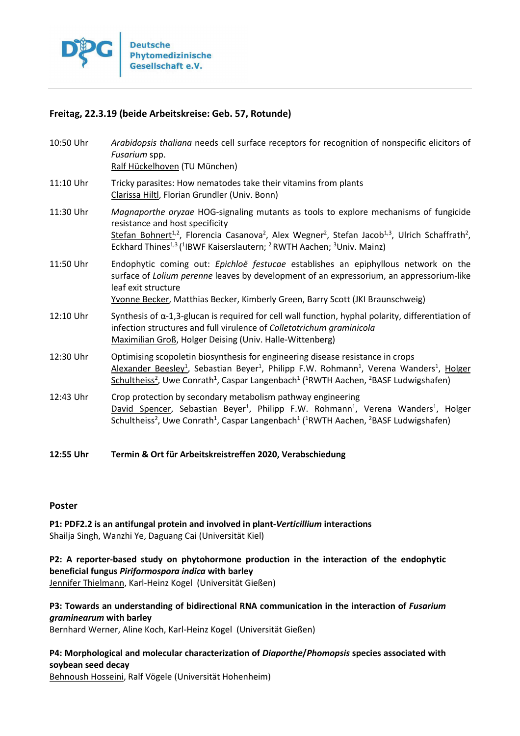**Freitag, 22.3.19 (beide Arbeitskreise: Geb. 57, Rotunde)**

10:50 Uhr *Arabidopsis thaliana* needs cell surface receptors for recognition of nonspecific elicitors of *Fusarium* spp.
Ralf Hückelhoven (TU München)

11:10 Uhr Tricky parasites: How nematodes take their vitamins from plants
Clarissa Hiltl, Florian Grundler (Univ. Bonn)

11:30 Uhr *Magnaporthe oryzae* HOG-signaling mutants as tools to explore mechanisms of fungicide resistance and host specificity
Stefan Bohnert[1,2], Florencia Casanova[2], Alex Wegner[2], Stefan Jacob[1,3], Ulrich Schaffrath[2], Eckhard Thines[1,3] ([1]IBWF Kaiserslautern; [2] RWTH Aachen; [3]Univ. Mainz)

11:50 Uhr Endophytic coming out: *Epichloë festucae* establishes an epiphyllous network on the surface of *Lolium perenne* leaves by development of an expressorium, an appressorium-like leaf exit structure
Yvonne Becker, Matthias Becker, Kimberly Green, Barry Scott (JKI Braunschweig)

12:10 Uhr Synthesis of α-1,3-glucan is required for cell wall function, hyphal polarity, differentiation of infection structures and full virulence of *Colletotrichum graminicola*
Maximilian Groß, Holger Deising (Univ. Halle-Wittenberg)

12:30 Uhr Optimising scopoletin biosynthesis for engineering disease resistance in crops
Alexander Beesley[1], Sebastian Beyer[1], Philipp F.W. Rohmann[1], Verena Wanders[1], Holger Schultheiss[2], Uwe Conrath[1], Caspar Langenbach[1] ([1]RWTH Aachen, [2]BASF Ludwigshafen)

12:43 Uhr Crop protection by secondary metabolism pathway engineering
David Spencer, Sebastian Beyer[1], Philipp F.W. Rohmann[1], Verena Wanders[1], Holger Schultheiss[2], Uwe Conrath[1], Caspar Langenbach[1] ([1]RWTH Aachen, [2]BASF Ludwigshafen)

**12:55 Uhr Termin & Ort für Arbeitskreistreffen 2020, Verabschiedung**

**Poster**

**P1: PDF2.2 is an antifungal protein and involved in plant-*Verticillium* interactions**
Shailja Singh, Wanzhi Ye, Daguang Cai (Universität Kiel)

**P2: A reporter-based study on phytohormone production in the interaction of the endophytic beneficial fungus *Piriformospora indica* with barley**
Jennifer Thielmann, Karl-Heinz Kogel (Universität Gießen)

**P3: Towards an understanding of bidirectional RNA communication in the interaction of *Fusarium graminearum* with barley**
Bernhard Werner, Aline Koch, Karl-Heinz Kogel (Universität Gießen)

**P4: Morphological and molecular characterization of *Diaporthe/Phomopsis* species associated with soybean seed decay**
Behnoush Hosseini, Ralf Vögele (Universität Hohenheim)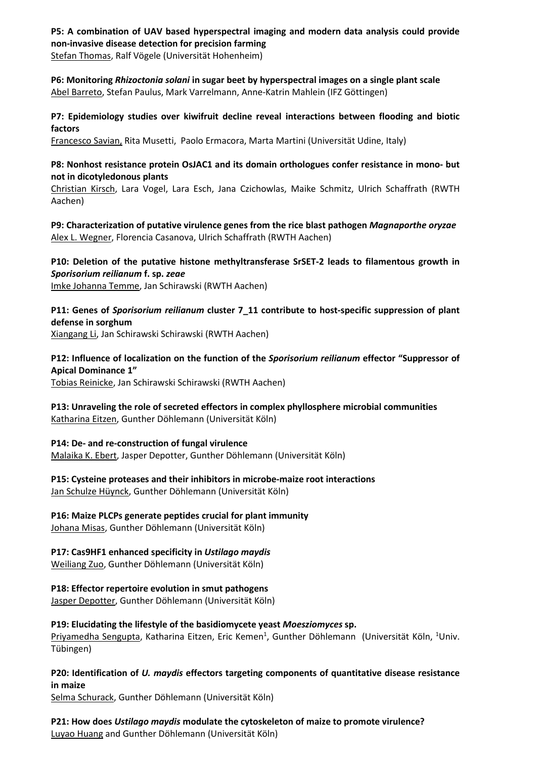**P5: A combination of UAV based hyperspectral imaging and modern data analysis could provide non-invasive disease detection for precision farming**
Stefan Thomas, Ralf Vögele (Universität Hohenheim)

**P6: Monitoring *Rhizoctonia solani* in sugar beet by hyperspectral images on a single plant scale**
Abel Barreto, Stefan Paulus, Mark Varrelmann, Anne-Katrin Mahlein (IFZ Göttingen)

**P7: Epidemiology studies over kiwifruit decline reveal interactions between flooding and biotic factors**
Francesco Savian, Rita Musetti, Paolo Ermacora, Marta Martini (Universität Udine, Italy)

**P8: Nonhost resistance protein OsJAC1 and its domain orthologues confer resistance in mono- but not in dicotyledonous plants**
Christian Kirsch, Lara Vogel, Lara Esch, Jana Czichowlas, Maike Schmitz, Ulrich Schaffrath (RWTH Aachen)

**P9: Characterization of putative virulence genes from the rice blast pathogen *Magnaporthe oryzae***
Alex L. Wegner, Florencia Casanova, Ulrich Schaffrath (RWTH Aachen)

**P10: Deletion of the putative histone methyltransferase SrSET-2 leads to filamentous growth in *Sporisorium reilianum* f. sp. *zeae***
Imke Johanna Temme, Jan Schirawski (RWTH Aachen)

**P11: Genes of *Sporisorium reilianum* cluster 7_11 contribute to host-specific suppression of plant defense in sorghum**
Xiangang Li, Jan Schirawski Schirawski (RWTH Aachen)

**P12: Influence of localization on the function of the *Sporisorium reilianum* effector "Suppressor of Apical Dominance 1"**
Tobias Reinicke, Jan Schirawski Schirawski (RWTH Aachen)

**P13: Unraveling the role of secreted effectors in complex phyllosphere microbial communities**
Katharina Eitzen, Gunther Döhlemann (Universität Köln)

**P14: De- and re-construction of fungal virulence**
Malaika K. Ebert, Jasper Depotter, Gunther Döhlemann (Universität Köln)

**P15: Cysteine proteases and their inhibitors in microbe-maize root interactions**
Jan Schulze Hüynck, Gunther Döhlemann (Universität Köln)

**P16: Maize PLCPs generate peptides crucial for plant immunity**
Johana Misas, Gunther Döhlemann (Universität Köln)

**P17: Cas9HF1 enhanced specificity in *Ustilago maydis***
Weiliang Zuo, Gunther Döhlemann (Universität Köln)

**P18: Effector repertoire evolution in smut pathogens**
Jasper Depotter, Gunther Döhlemann (Universität Köln)

**P19: Elucidating the lifestyle of the basidiomycete yeast *Moesziomyces* sp.**
Priyamedha Sengupta, Katharina Eitzen, Eric Kemen[1], Gunther Döhlemann (Universität Köln, [1]Univ. Tübingen)

**P20: Identification of *U. maydis* effectors targeting components of quantitative disease resistance in maize**
Selma Schurack, Gunther Döhlemann (Universität Köln)

**P21: How does *Ustilago maydis* modulate the cytoskeleton of maize to promote virulence?**
Luyao Huang and Gunther Döhlemann (Universität Köln)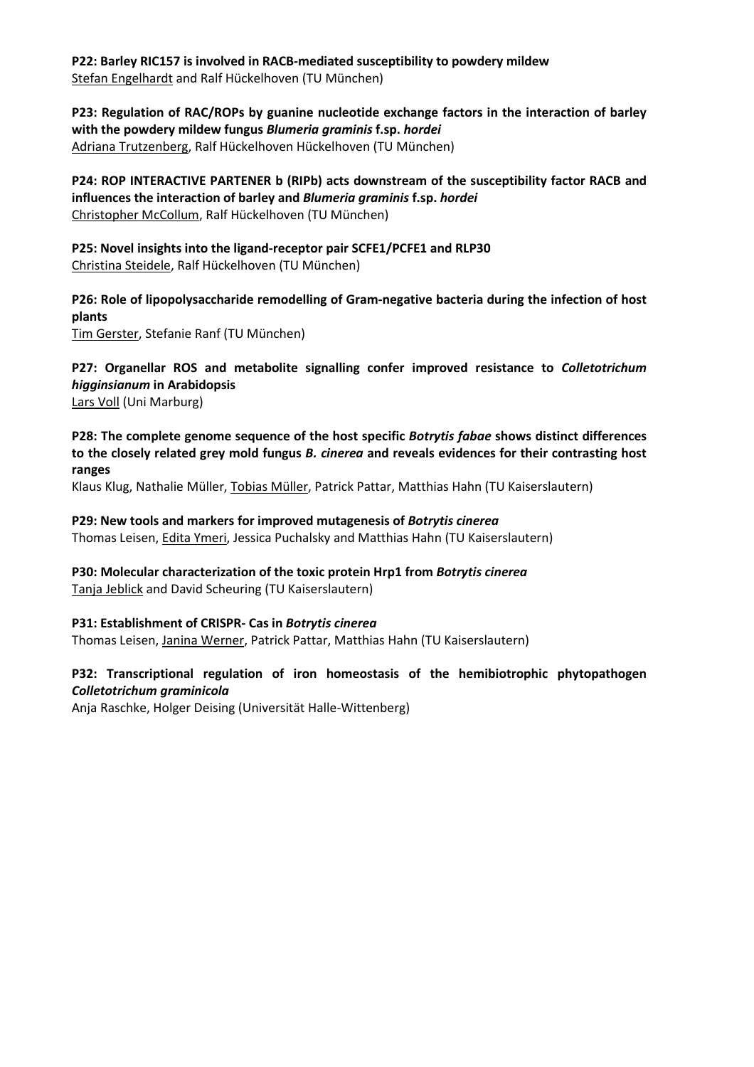**P22: Barley RIC157 is involved in RACB-mediated susceptibility to powdery mildew**
Stefan Engelhardt and Ralf Hückelhoven (TU München)

**P23: Regulation of RAC/ROPs by guanine nucleotide exchange factors in the interaction of barley with the powdery mildew fungus *Blumeria graminis* f.sp. *hordei***
Adriana Trutzenberg, Ralf Hückelhoven Hückelhoven (TU München)

**P24: ROP INTERACTIVE PARTENER b (RIPb) acts downstream of the susceptibility factor RACB and influences the interaction of barley and *Blumeria graminis* f.sp. *hordei***
Christopher McCollum, Ralf Hückelhoven (TU München)

**P25: Novel insights into the ligand-receptor pair SCFE1/PCFE1 and RLP30**
Christina Steidele, Ralf Hückelhoven (TU München)

**P26: Role of lipopolysaccharide remodelling of Gram-negative bacteria during the infection of host plants**
Tim Gerster, Stefanie Ranf (TU München)

**P27: Organellar ROS and metabolite signalling confer improved resistance to *Colletotrichum higginsianum* in Arabidopsis**
Lars Voll (Uni Marburg)

**P28: The complete genome sequence of the host specific *Botrytis fabae* shows distinct differences to the closely related grey mold fungus *B. cinerea* and reveals evidences for their contrasting host ranges**
Klaus Klug, Nathalie Müller, Tobias Müller, Patrick Pattar, Matthias Hahn (TU Kaiserslautern)

**P29: New tools and markers for improved mutagenesis of *Botrytis cinerea***
Thomas Leisen, Edita Ymeri, Jessica Puchalsky and Matthias Hahn (TU Kaiserslautern)

**P30: Molecular characterization of the toxic protein Hrp1 from *Botrytis cinerea***
Tanja Jeblick and David Scheuring (TU Kaiserslautern)

**P31: Establishment of CRISPR- Cas in *Botrytis cinerea***
Thomas Leisen, Janina Werner, Patrick Pattar, Matthias Hahn (TU Kaiserslautern)

**P32: Transcriptional regulation of iron homeostasis of the hemibiotrophic phytopathogen *Colletotrichum graminicola***
Anja Raschke, Holger Deising (Universität Halle-Wittenberg)